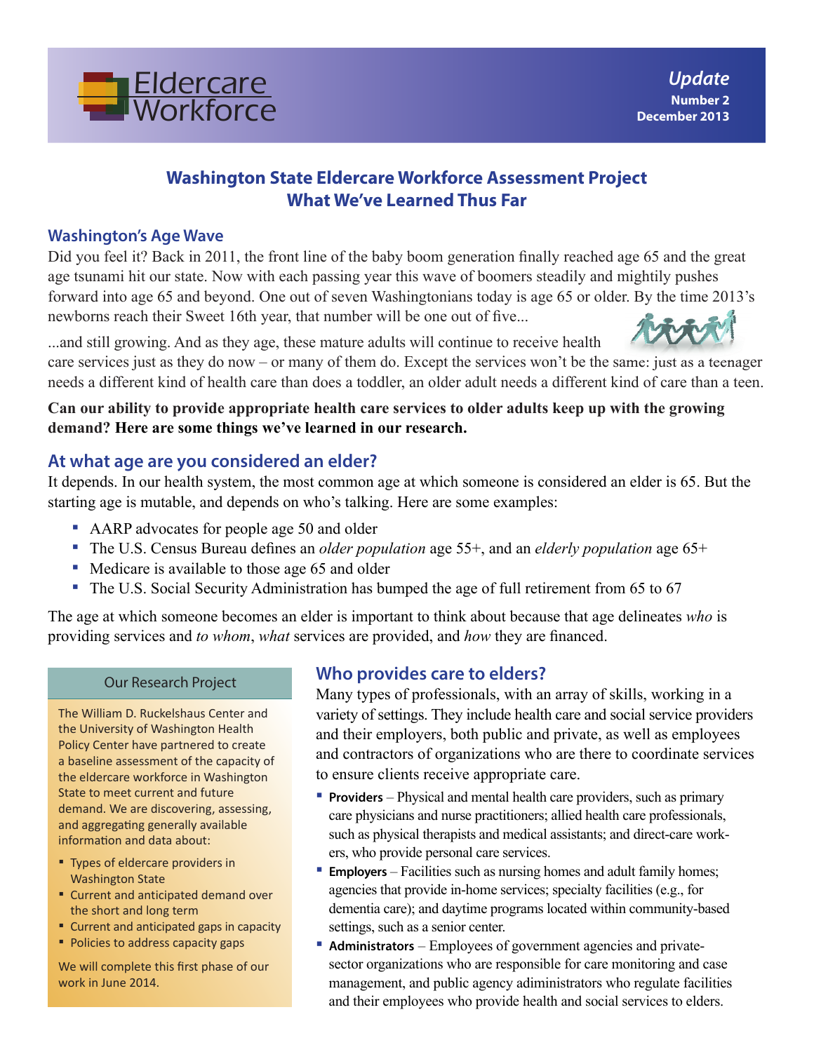Eldercare Workforce

*Update*
**Number 2**
**December 2013**

# Washington State Eldercare Workforce Assessment Project
# What We've Learned Thus Far

## Washington's Age Wave

Did you feel it? Back in 2011, the front line of the baby boom generation finally reached age 65 and the great age tsunami hit our state. Now with each passing year this wave of boomers steadily and mightily pushes forward into age 65 and beyond. One out of seven Washingtonians today is age 65 or older. By the time 2013's newborns reach their Sweet 16th year, that number will be one out of five...

...and still growing. And as they age, these mature adults will continue to receive health care services just as they do now – or many of them do. Except the services won't be the same: just as a teenager needs a different kind of health care than does a toddler, an older adult needs a different kind of care than a teen.

**Can our ability to provide appropriate health care services to older adults keep up with the growing demand? Here are some things we've learned in our research.**

## At what age are you considered an elder?

It depends. In our health system, the most common age at which someone is considered an elder is 65. But the starting age is mutable, and depends on who's talking. Here are some examples:

- AARP advocates for people age 50 and older
- The U.S. Census Bureau defines an *older population* age 55+, and an *elderly population* age 65+
- Medicare is available to those age 65 and older
- The U.S. Social Security Administration has bumped the age of full retirement from 65 to 67

The age at which someone becomes an elder is important to think about because that age delineates *who* is providing services and *to whom*, *what* services are provided, and *how* they are financed.

### Our Research Project

The William D. Ruckelshaus Center and the University of Washington Health Policy Center have partnered to create a baseline assessment of the capacity of the eldercare workforce in Washington State to meet current and future demand. We are discovering, assessing, and aggregating generally available information and data about:

- Types of eldercare providers in Washington State
- Current and anticipated demand over the short and long term
- Current and anticipated gaps in capacity
- Policies to address capacity gaps

We will complete this first phase of our work in June 2014.

## Who provides care to elders?

Many types of professionals, with an array of skills, working in a variety of settings. They include health care and social service providers and their employers, both public and private, as well as employees and contractors of organizations who are there to coordinate services to ensure clients receive appropriate care.

- **Providers** – Physical and mental health care providers, such as primary care physicians and nurse practitioners; allied health care professionals, such as physical therapists and medical assistants; and direct-care workers, who provide personal care services.
- **Employers** – Facilities such as nursing homes and adult family homes; agencies that provide in-home services; specialty facilities (e.g., for dementia care); and daytime programs located within community-based settings, such as a senior center.
- **Administrators** – Employees of government agencies and private-sector organizations who are responsible for care monitoring and case management, and public agency adiministrators who regulate facilities and their employees who provide health and social services to elders.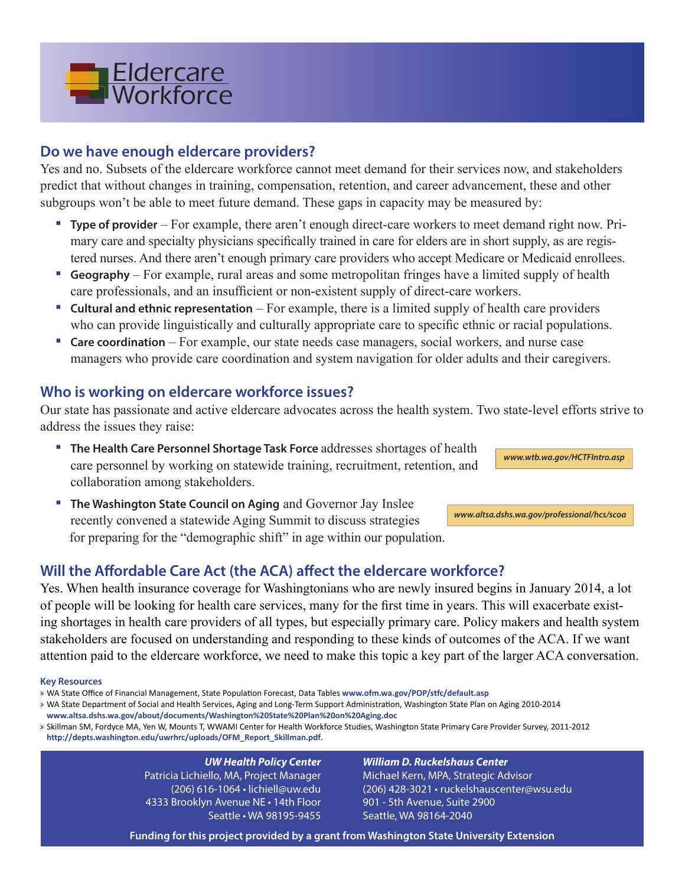# Eldercare Workforce

## Do we have enough eldercare providers?

Yes and no. Subsets of the eldercare workforce cannot meet demand for their services now, and stakeholders predict that without changes in training, compensation, retention, and career advancement, these and other subgroups won't be able to meet future demand. These gaps in capacity may be measured by:

- **Type of provider** – For example, there aren't enough direct-care workers to meet demand right now. Primary care and specialty physicians specifically trained in care for elders are in short supply, as are registered nurses. And there aren't enough primary care providers who accept Medicare or Medicaid enrollees.
- **Geography** – For example, rural areas and some metropolitan fringes have a limited supply of health care professionals, and an insufficient or non-existent supply of direct-care workers.
- **Cultural and ethnic representation** – For example, there is a limited supply of health care providers who can provide linguistically and culturally appropriate care to specific ethnic or racial populations.
- **Care coordination** – For example, our state needs case managers, social workers, and nurse case managers who provide care coordination and system navigation for older adults and their caregivers.

## Who is working on eldercare workforce issues?

Our state has passionate and active eldercare advocates across the health system. Two state-level efforts strive to address the issues they raise:

- **The Health Care Personnel Shortage Task Force** addresses shortages of health care personnel by working on statewide training, recruitment, retention, and collaboration among stakeholders.

  *www.wtb.wa.gov/HCTFIntro.asp*

- **The Washington State Council on Aging** and Governor Jay Inslee recently convened a statewide Aging Summit to discuss strategies for preparing for the "demographic shift" in age within our population.

  *www.altsa.dshs.wa.gov/professional/hcs/scoa*

## Will the Affordable Care Act (the ACA) affect the eldercare workforce?

Yes. When health insurance coverage for Washingtonians who are newly insured begins in January 2014, a lot of people will be looking for health care services, many for the first time in years. This will exacerbate existing shortages in health care providers of all types, but especially primary care. Policy makers and health system stakeholders are focused on understanding and responding to these kinds of outcomes of the ACA. If we want attention paid to the eldercare workforce, we need to make this topic a key part of the larger ACA conversation.

### Key Resources

» WA State Office of Financial Management, State Population Forecast, Data Tables **www.ofm.wa.gov/POP/stfc/default.asp**

» WA State Department of Social and Health Services, Aging and Long-Term Support Administration, Washington State Plan on Aging 2010-2014 **www.altsa.dshs.wa.gov/about/documents/Washington%20State%20Plan%20on%20Aging.doc**

» Skillman SM, Fordyce MA, Yen W, Mounts T, WWAMI Center for Health Workforce Studies, Washington State Primary Care Provider Survey, 2011-2012 **http://depts.washington.edu/uwrhrc/uploads/OFM_Report_Skillman.pdf**.

***UW Health Policy Center***
Patricia Lichiello, MA, Project Manager
(206) 616-1064 • lichiell@uw.edu
4333 Brooklyn Avenue NE • 14th Floor
Seattle • WA 98195-9455

***William D. Ruckelshaus Center***
Michael Kern, MPA, Strategic Advisor
(206) 428-3021 • ruckelshauscenter@wsu.edu
901 - 5th Avenue, Suite 2900
Seattle, WA 98164-2040

**Funding for this project provided by a grant from Washington State University Extension**